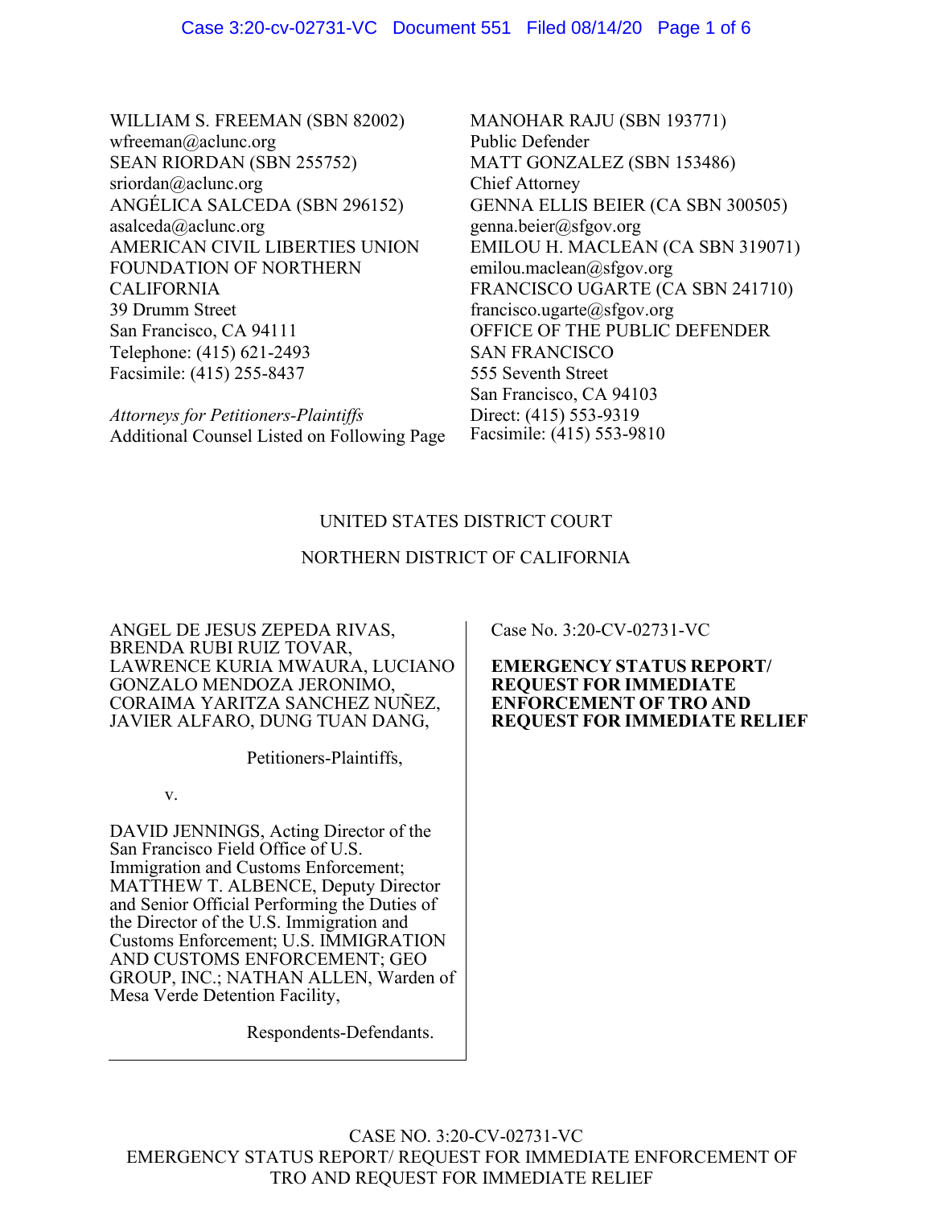WILLIAM S. FREEMAN (SBN 82002)
wfreeman@aclunc.org
SEAN RIORDAN (SBN 255752)
sriordan@aclunc.org
ANGÉLICA SALCEDA (SBN 296152)
asalceda@aclunc.org
AMERICAN CIVIL LIBERTIES UNION FOUNDATION OF NORTHERN CALIFORNIA
39 Drumm Street
San Francisco, CA 94111
Telephone: (415) 621-2493
Facsimile: (415) 255-8437

*Attorneys for Petitioners-Plaintiffs*
Additional Counsel Listed on Following Page

MANOHAR RAJU (SBN 193771)
Public Defender
MATT GONZALEZ (SBN 153486)
Chief Attorney
GENNA ELLIS BEIER (CA SBN 300505)
genna.beier@sfgov.org
EMILOU H. MACLEAN (CA SBN 319071)
emilou.maclean@sfgov.org
FRANCISCO UGARTE (CA SBN 241710)
francisco.ugarte@sfgov.org
OFFICE OF THE PUBLIC DEFENDER SAN FRANCISCO
555 Seventh Street
San Francisco, CA 94103
Direct: (415) 553-9319
Facsimile: (415) 553-9810

UNITED STATES DISTRICT COURT

NORTHERN DISTRICT OF CALIFORNIA

ANGEL DE JESUS ZEPEDA RIVAS, BRENDA RUBI RUIZ TOVAR, LAWRENCE KURIA MWAURA, LUCIANO GONZALO MENDOZA JERONIMO, CORAIMA YARITZA SANCHEZ NUÑEZ, JAVIER ALFARO, DUNG TUAN DANG,

Petitioners-Plaintiffs,

v.

DAVID JENNINGS, Acting Director of the San Francisco Field Office of U.S. Immigration and Customs Enforcement; MATTHEW T. ALBENCE, Deputy Director and Senior Official Performing the Duties of the Director of the U.S. Immigration and Customs Enforcement; U.S. IMMIGRATION AND CUSTOMS ENFORCEMENT; GEO GROUP, INC.; NATHAN ALLEN, Warden of Mesa Verde Detention Facility,

Respondents-Defendants.

Case No. 3:20-CV-02731-VC

**EMERGENCY STATUS REPORT/ REQUEST FOR IMMEDIATE ENFORCEMENT OF TRO AND REQUEST FOR IMMEDIATE RELIEF**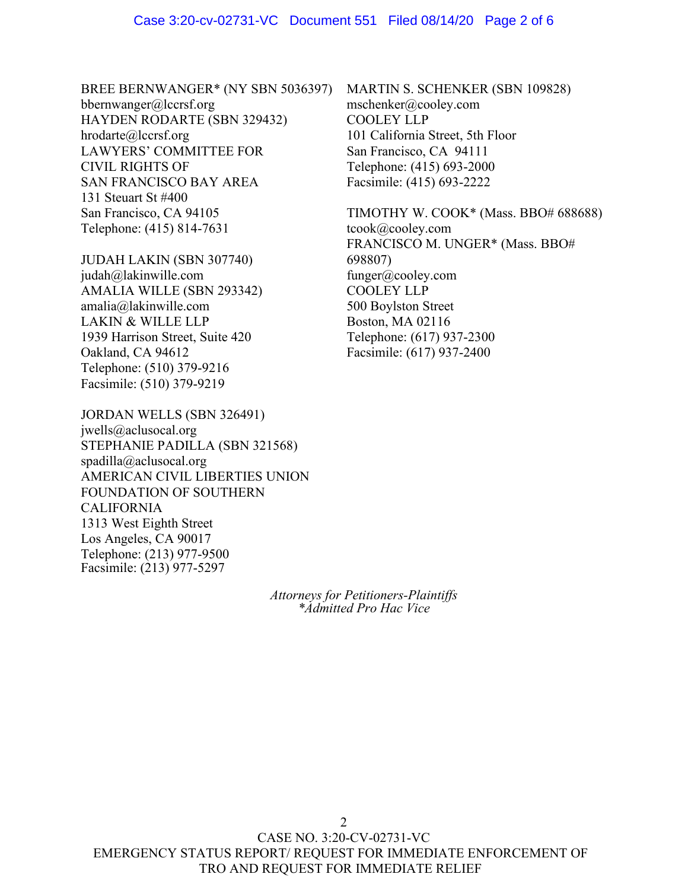BREE BERNWANGER* (NY SBN 5036397)
bbernwanger@lccrsf.org
HAYDEN RODARTE (SBN 329432)
hrodarte@lccrsf.org
LAWYERS' COMMITTEE FOR
CIVIL RIGHTS OF
SAN FRANCISCO BAY AREA
131 Steuart St #400
San Francisco, CA 94105
Telephone: (415) 814-7631

JUDAH LAKIN (SBN 307740)
judah@lakinwille.com
AMALIA WILLE (SBN 293342)
amalia@lakinwille.com
LAKIN & WILLE LLP
1939 Harrison Street, Suite 420
Oakland, CA 94612
Telephone: (510) 379-9216
Facsimile: (510) 379-9219

JORDAN WELLS (SBN 326491)
jwells@aclusocal.org
STEPHANIE PADILLA (SBN 321568)
spadilla@aclusocal.org
AMERICAN CIVIL LIBERTIES UNION
FOUNDATION OF SOUTHERN
CALIFORNIA
1313 West Eighth Street
Los Angeles, CA 90017
Telephone: (213) 977-9500
Facsimile: (213) 977-5297

MARTIN S. SCHENKER (SBN 109828)
mschenker@cooley.com
COOLEY LLP
101 California Street, 5th Floor
San Francisco, CA 94111
Telephone: (415) 693-2000
Facsimile: (415) 693-2222

TIMOTHY W. COOK* (Mass. BBO# 688688)
tcook@cooley.com
FRANCISCO M. UNGER* (Mass. BBO# 698807)
funger@cooley.com
COOLEY LLP
500 Boylston Street
Boston, MA 02116
Telephone: (617) 937-2300
Facsimile: (617) 937-2400

*Attorneys for Petitioners-Plaintiffs*
*\*Admitted Pro Hac Vice*

CASE NO. 3:20-CV-02731-VC
EMERGENCY STATUS REPORT/ REQUEST FOR IMMEDIATE ENFORCEMENT OF TRO AND REQUEST FOR IMMEDIATE RELIEF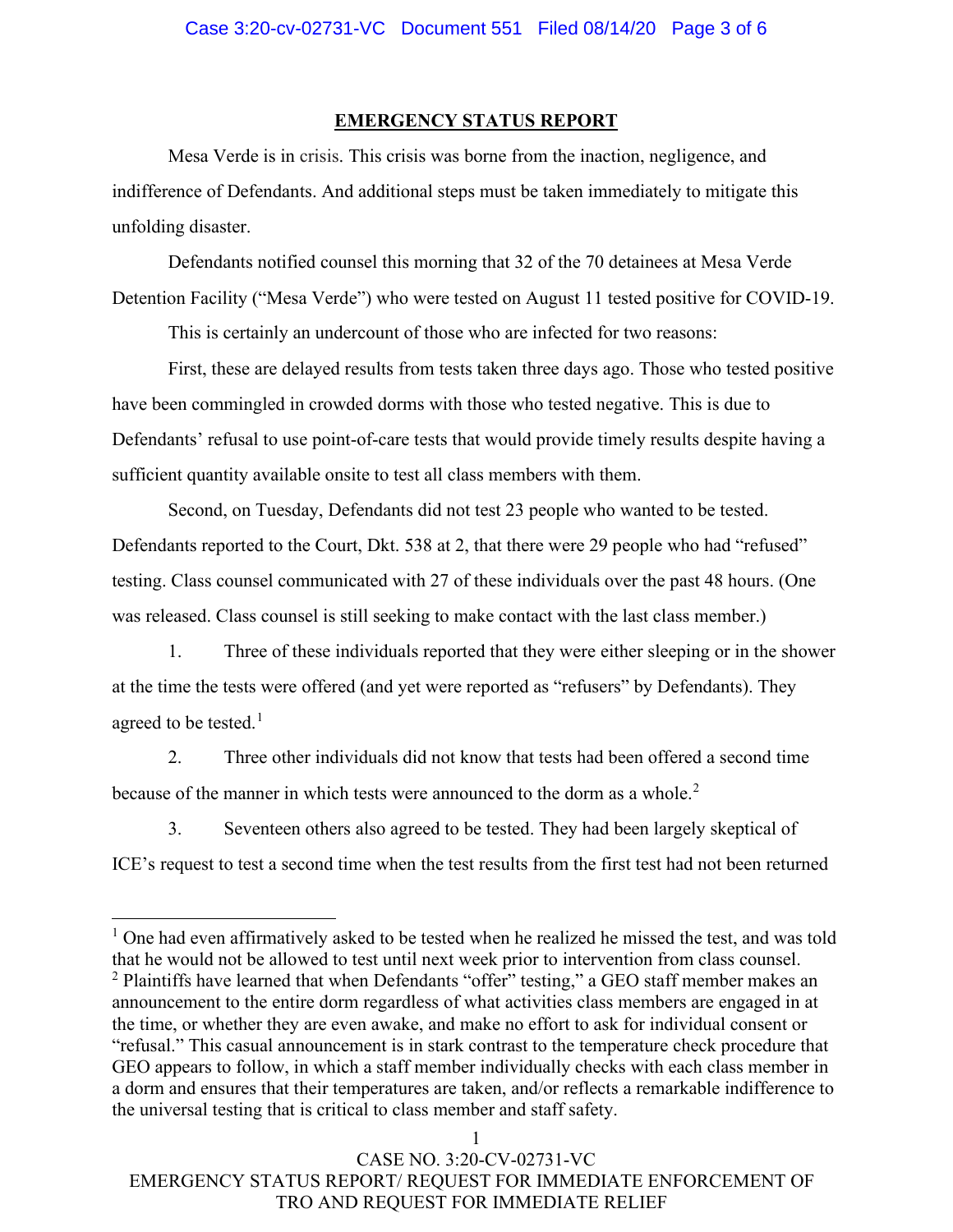## EMERGENCY STATUS REPORT

Mesa Verde is in crisis. This crisis was borne from the inaction, negligence, and indifference of Defendants. And additional steps must be taken immediately to mitigate this unfolding disaster.

Defendants notified counsel this morning that 32 of the 70 detainees at Mesa Verde Detention Facility ("Mesa Verde") who were tested on August 11 tested positive for COVID-19.

This is certainly an undercount of those who are infected for two reasons:

First, these are delayed results from tests taken three days ago. Those who tested positive have been commingled in crowded dorms with those who tested negative. This is due to Defendants' refusal to use point-of-care tests that would provide timely results despite having a sufficient quantity available onsite to test all class members with them.

Second, on Tuesday, Defendants did not test 23 people who wanted to be tested. Defendants reported to the Court, Dkt. 538 at 2, that there were 29 people who had "refused" testing. Class counsel communicated with 27 of these individuals over the past 48 hours. (One was released. Class counsel is still seeking to make contact with the last class member.)

1. Three of these individuals reported that they were either sleeping or in the shower at the time the tests were offered (and yet were reported as "refusers" by Defendants). They agreed to be tested.[1]

2. Three other individuals did not know that tests had been offered a second time because of the manner in which tests were announced to the dorm as a whole.[2]

3. Seventeen others also agreed to be tested. They had been largely skeptical of ICE's request to test a second time when the test results from the first test had not been returned

---

[1] One had even affirmatively asked to be tested when he realized he missed the test, and was told that he would not be allowed to test until next week prior to intervention from class counsel.

[2] Plaintiffs have learned that when Defendants "offer" testing," a GEO staff member makes an announcement to the entire dorm regardless of what activities class members are engaged in at the time, or whether they are even awake, and make no effort to ask for individual consent or "refusal." This casual announcement is in stark contrast to the temperature check procedure that GEO appears to follow, in which a staff member individually checks with each class member in a dorm and ensures that their temperatures are taken, and/or reflects a remarkable indifference to the universal testing that is critical to class member and staff safety.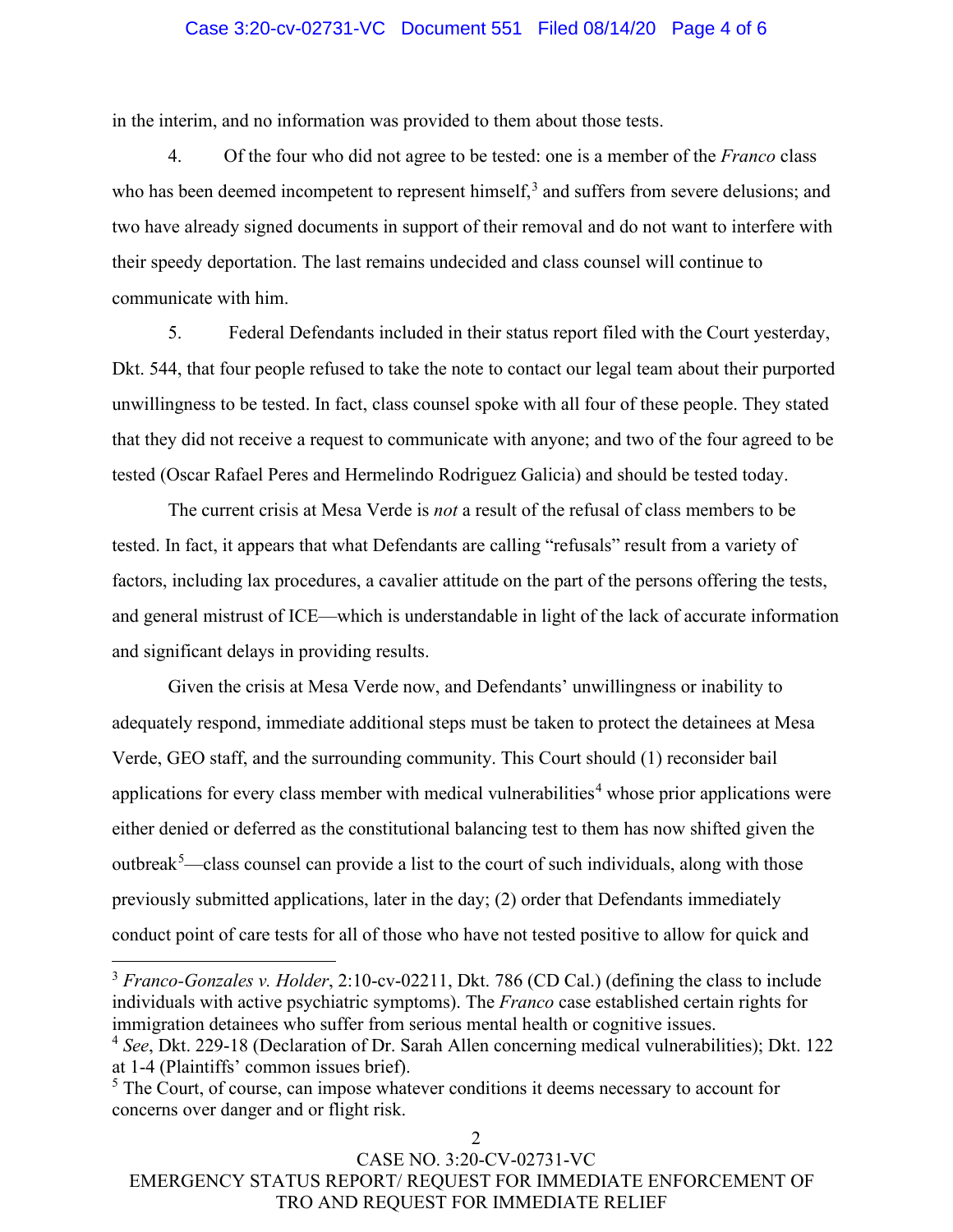in the interim, and no information was provided to them about those tests.

4. Of the four who did not agree to be tested: one is a member of the *Franco* class who has been deemed incompetent to represent himself,[3] and suffers from severe delusions; and two have already signed documents in support of their removal and do not want to interfere with their speedy deportation. The last remains undecided and class counsel will continue to communicate with him.

5. Federal Defendants included in their status report filed with the Court yesterday, Dkt. 544, that four people refused to take the note to contact our legal team about their purported unwillingness to be tested. In fact, class counsel spoke with all four of these people. They stated that they did not receive a request to communicate with anyone; and two of the four agreed to be tested (Oscar Rafael Peres and Hermelindo Rodriguez Galicia) and should be tested today.

The current crisis at Mesa Verde is *not* a result of the refusal of class members to be tested. In fact, it appears that what Defendants are calling "refusals" result from a variety of factors, including lax procedures, a cavalier attitude on the part of the persons offering the tests, and general mistrust of ICE—which is understandable in light of the lack of accurate information and significant delays in providing results.

Given the crisis at Mesa Verde now, and Defendants' unwillingness or inability to adequately respond, immediate additional steps must be taken to protect the detainees at Mesa Verde, GEO staff, and the surrounding community. This Court should (1) reconsider bail applications for every class member with medical vulnerabilities[4] whose prior applications were either denied or deferred as the constitutional balancing test to them has now shifted given the outbreak[5]—class counsel can provide a list to the court of such individuals, along with those previously submitted applications, later in the day; (2) order that Defendants immediately conduct point of care tests for all of those who have not tested positive to allow for quick and

[3] *Franco-Gonzales v. Holder*, 2:10-cv-02211, Dkt. 786 (CD Cal.) (defining the class to include individuals with active psychiatric symptoms). The *Franco* case established certain rights for immigration detainees who suffer from serious mental health or cognitive issues.

[4] *See*, Dkt. 229-18 (Declaration of Dr. Sarah Allen concerning medical vulnerabilities); Dkt. 122 at 1-4 (Plaintiffs' common issues brief).

[5] The Court, of course, can impose whatever conditions it deems necessary to account for concerns over danger and or flight risk.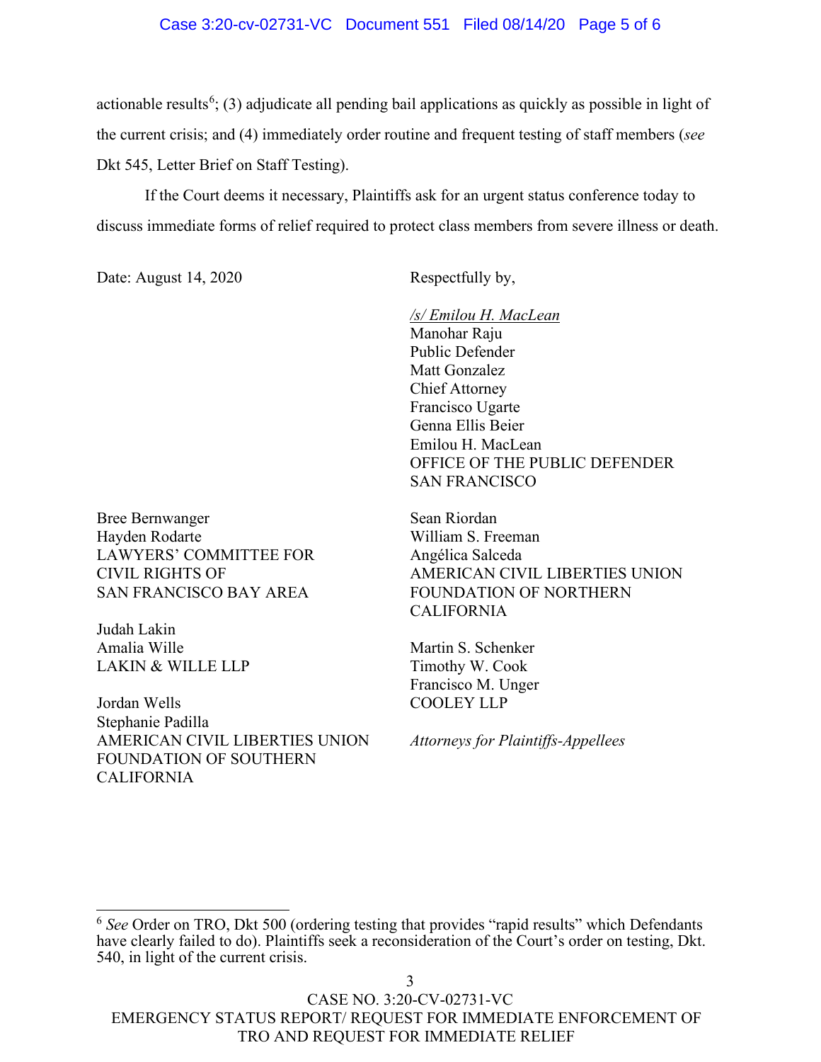actionable results[6]; (3) adjudicate all pending bail applications as quickly as possible in light of the current crisis; and (4) immediately order routine and frequent testing of staff members (*see* Dkt 545, Letter Brief on Staff Testing).

If the Court deems it necessary, Plaintiffs ask for an urgent status conference today to discuss immediate forms of relief required to protect class members from severe illness or death.

Date: August 14, 2020

Respectfully by,

*/s/ Emilou H. MacLean*
Manohar Raju
Public Defender
Matt Gonzalez
Chief Attorney
Francisco Ugarte
Genna Ellis Beier
Emilou H. MacLean
OFFICE OF THE PUBLIC DEFENDER
SAN FRANCISCO

Bree Bernwanger
Hayden Rodarte
LAWYERS' COMMITTEE FOR
CIVIL RIGHTS OF
SAN FRANCISCO BAY AREA

Sean Riordan
William S. Freeman
Angélica Salceda
AMERICAN CIVIL LIBERTIES UNION
FOUNDATION OF NORTHERN
CALIFORNIA

Judah Lakin
Amalia Wille
LAKIN & WILLE LLP

Martin S. Schenker
Timothy W. Cook
Francisco M. Unger
COOLEY LLP

Jordan Wells
Stephanie Padilla
AMERICAN CIVIL LIBERTIES UNION
FOUNDATION OF SOUTHERN
CALIFORNIA

*Attorneys for Plaintiffs-Appellees*

---

[6] *See* Order on TRO, Dkt 500 (ordering testing that provides "rapid results" which Defendants have clearly failed to do). Plaintiffs seek a reconsideration of the Court's order on testing, Dkt. 540, in light of the current crisis.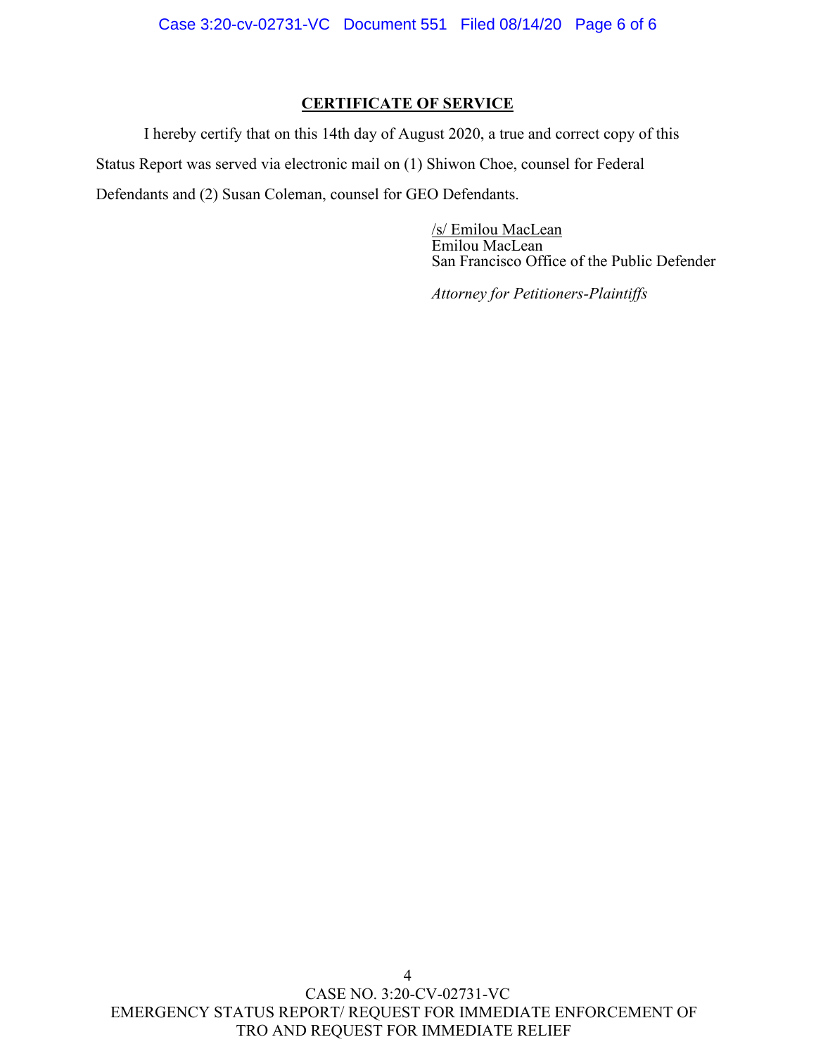## CERTIFICATE OF SERVICE

I hereby certify that on this 14th day of August 2020, a true and correct copy of this Status Report was served via electronic mail on (1) Shiwon Choe, counsel for Federal Defendants and (2) Susan Coleman, counsel for GEO Defendants.

/s/ Emilou MacLean
Emilou MacLean
San Francisco Office of the Public Defender

*Attorney for Petitioners-Plaintiffs*